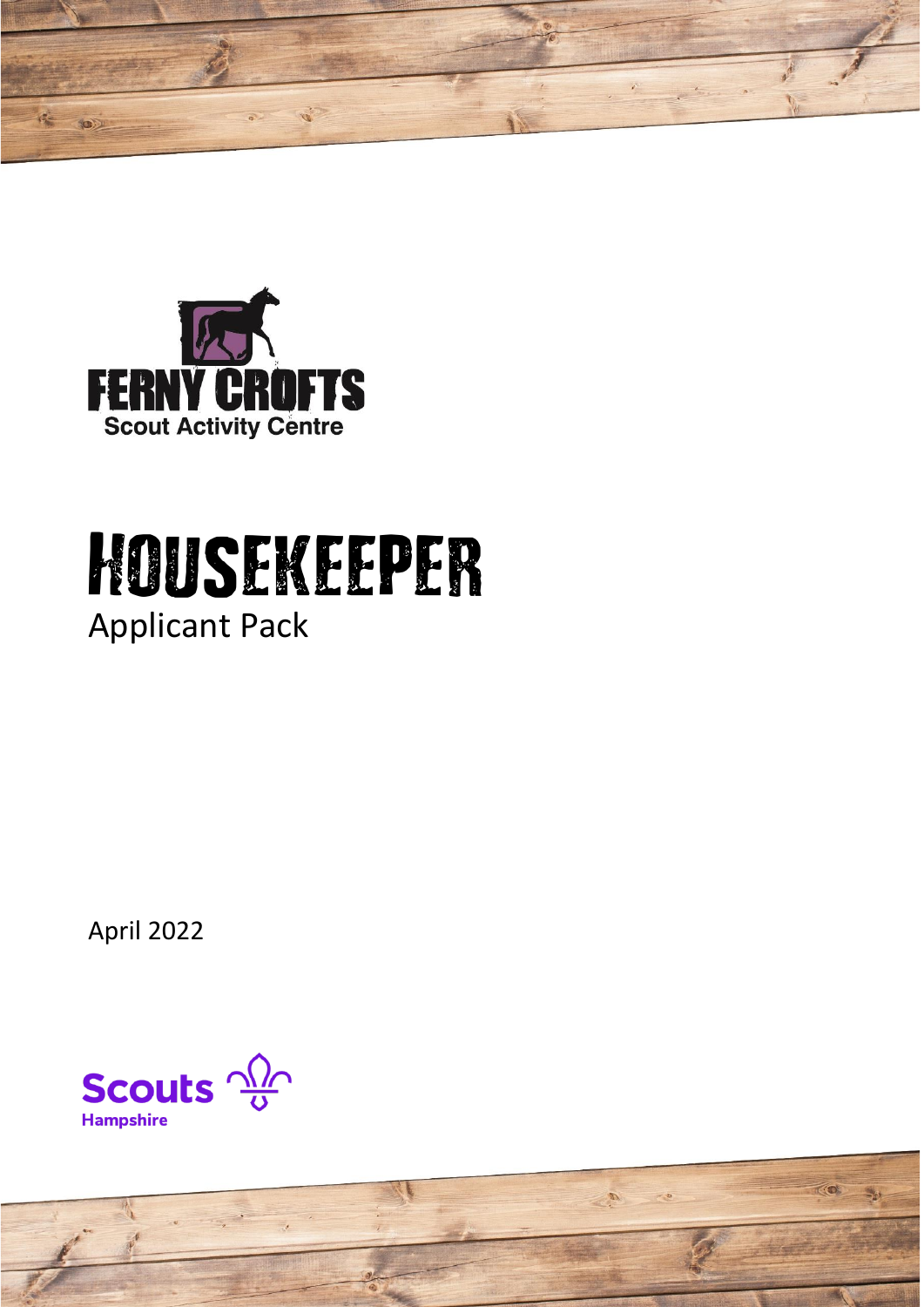FERNY CROFTS

Scout Activity Centre

# HOUSEKEEPER

Applicant Pack

April 2022

Scouts

Hampshire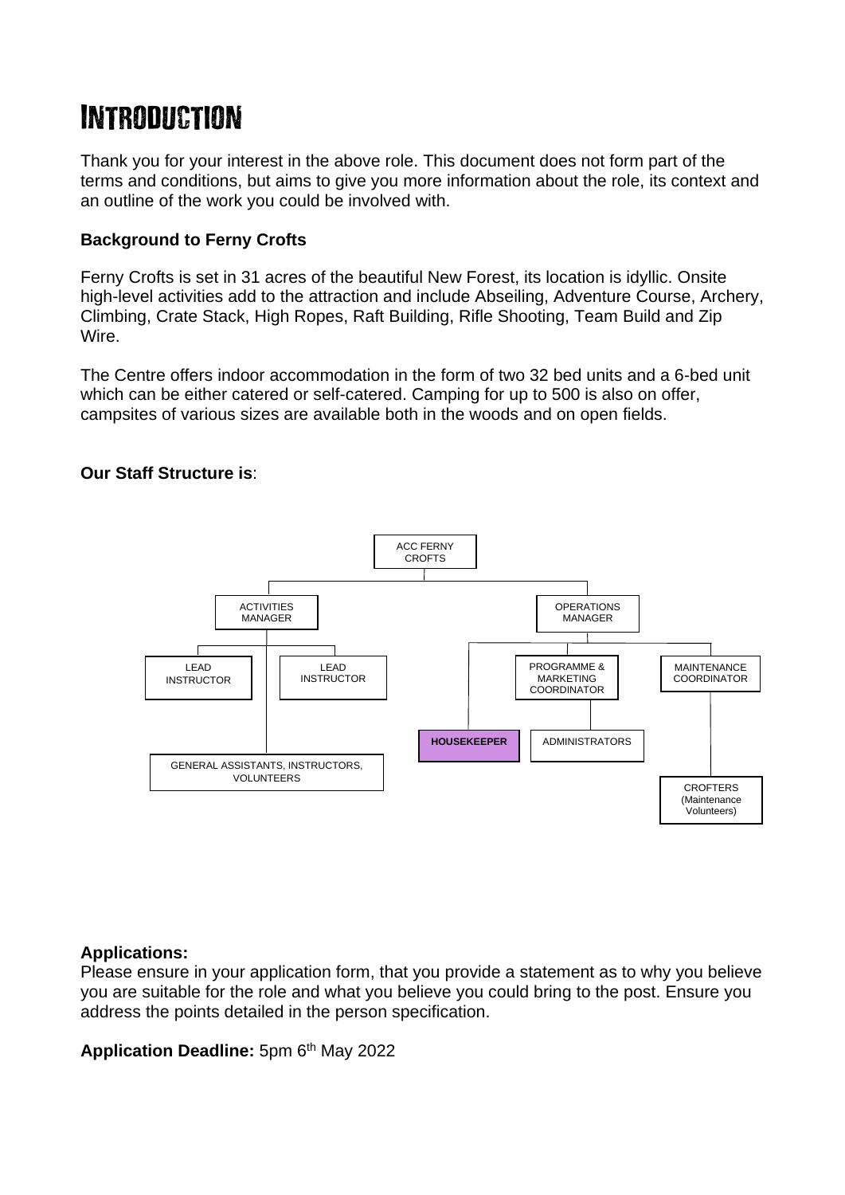# INTRODUCTION

Thank you for your interest in the above role. This document does not form part of the terms and conditions, but aims to give you more information about the role, its context and an outline of the work you could be involved with.

**Background to Ferny Crofts**

Ferny Crofts is set in 31 acres of the beautiful New Forest, its location is idyllic. Onsite high-level activities add to the attraction and include Abseiling, Adventure Course, Archery, Climbing, Crate Stack, High Ropes, Raft Building, Rifle Shooting, Team Build and Zip Wire.

The Centre offers indoor accommodation in the form of two 32 bed units and a 6-bed unit which can be either catered or self-catered. Camping for up to 500 is also on offer, campsites of various sizes are available both in the woods and on open fields.

**Our Staff Structure is**:

- ACC FERNY CROFTS
  - ACTIVITIES MANAGER
    - LEAD INSTRUCTOR
    - LEAD INSTRUCTOR
    - GENERAL ASSISTANTS, INSTRUCTORS, VOLUNTEERS
  - OPERATIONS MANAGER
    - **HOUSEKEEPER**
    - PROGRAMME & MARKETING COORDINATOR
      - ADMINISTRATORS
    - MAINTENANCE COORDINATOR
      - CROFTERS (Maintenance Volunteers)

**Applications:**
Please ensure in your application form, that you provide a statement as to why you believe you are suitable for the role and what you believe you could bring to the post. Ensure you address the points detailed in the person specification.

**Application Deadline:** 5pm 6th May 2022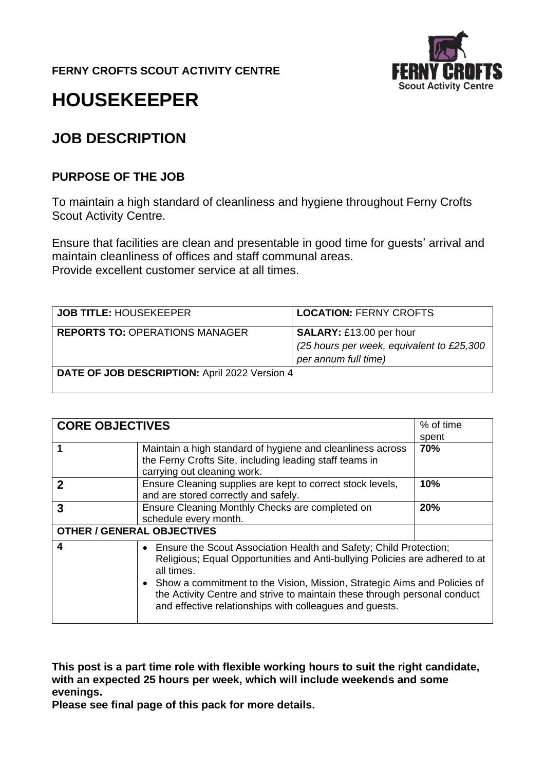**FERNY CROFTS SCOUT ACTIVITY CENTRE**

# HOUSEKEEPER

## JOB DESCRIPTION

### PURPOSE OF THE JOB

To maintain a high standard of cleanliness and hygiene throughout Ferny Crofts Scout Activity Centre.

Ensure that facilities are clean and presentable in good time for guests' arrival and maintain cleanliness of offices and staff communal areas.
Provide excellent customer service at all times.

| **JOB TITLE:** HOUSEKEEPER | **LOCATION:** FERNY CROFTS |
|---|---|
| **REPORTS TO:** OPERATIONS MANAGER | **SALARY:** £13.00 per hour *(25 hours per week, equivalent to £25,300 per annum full time)* |
| **DATE OF JOB DESCRIPTION:** April 2022 Version 4 | |

| **CORE OBJECTIVES** | | % of time spent |
|---|---|---|
| **1** | Maintain a high standard of hygiene and cleanliness across the Ferny Crofts Site, including leading staff teams in carrying out cleaning work. | **70%** |
| **2** | Ensure Cleaning supplies are kept to correct stock levels, and are stored correctly and safely. | **10%** |
| **3** | Ensure Cleaning Monthly Checks are completed on schedule every month. | **20%** |
| **OTHER / GENERAL OBJECTIVES** | | |
| **4** | • Ensure the Scout Association Health and Safety; Child Protection; Religious; Equal Opportunities and Anti-bullying Policies are adhered to at all times.<br>• Show a commitment to the Vision, Mission, Strategic Aims and Policies of the Activity Centre and strive to maintain these through personal conduct and effective relationships with colleagues and guests. | |

**This post is a part time role with flexible working hours to suit the right candidate, with an expected 25 hours per week, which will include weekends and some evenings.**
**Please see final page of this pack for more details.**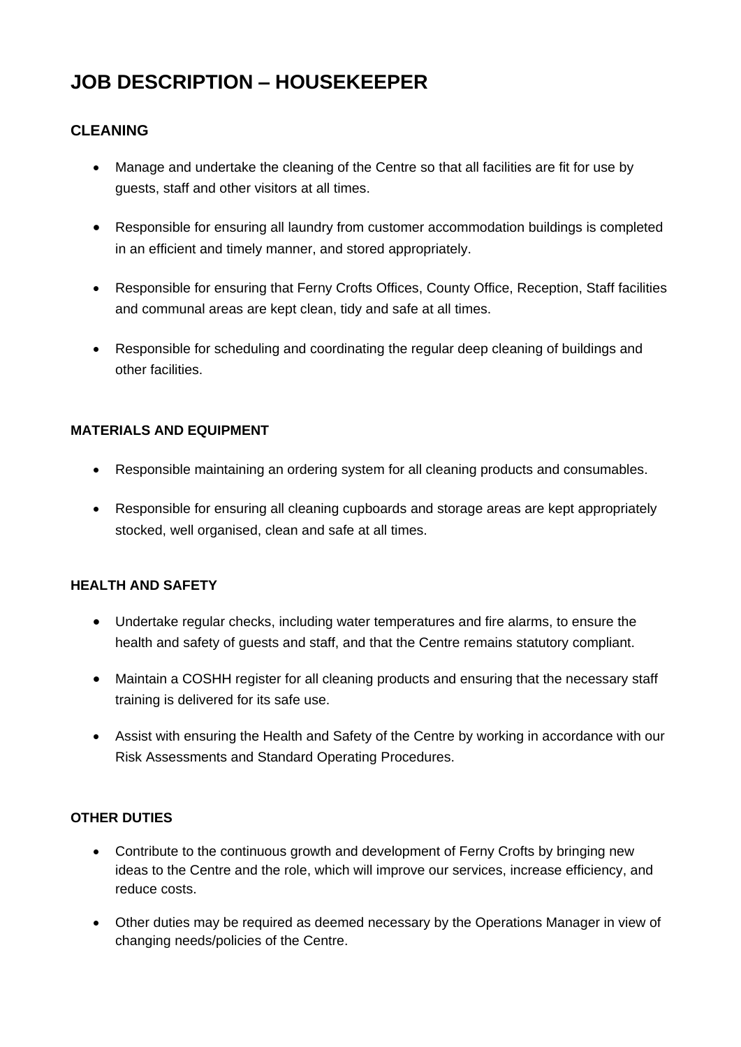# JOB DESCRIPTION – HOUSEKEEPER

## CLEANING

- Manage and undertake the cleaning of the Centre so that all facilities are fit for use by guests, staff and other visitors at all times.

- Responsible for ensuring all laundry from customer accommodation buildings is completed in an efficient and timely manner, and stored appropriately.

- Responsible for ensuring that Ferny Crofts Offices, County Office, Reception, Staff facilities and communal areas are kept clean, tidy and safe at all times.

- Responsible for scheduling and coordinating the regular deep cleaning of buildings and other facilities.

### MATERIALS AND EQUIPMENT

- Responsible maintaining an ordering system for all cleaning products and consumables.

- Responsible for ensuring all cleaning cupboards and storage areas are kept appropriately stocked, well organised, clean and safe at all times.

### HEALTH AND SAFETY

- Undertake regular checks, including water temperatures and fire alarms, to ensure the health and safety of guests and staff, and that the Centre remains statutory compliant.

- Maintain a COSHH register for all cleaning products and ensuring that the necessary staff training is delivered for its safe use.

- Assist with ensuring the Health and Safety of the Centre by working in accordance with our Risk Assessments and Standard Operating Procedures.

### OTHER DUTIES

- Contribute to the continuous growth and development of Ferny Crofts by bringing new ideas to the Centre and the role, which will improve our services, increase efficiency, and reduce costs.

- Other duties may be required as deemed necessary by the Operations Manager in view of changing needs/policies of the Centre.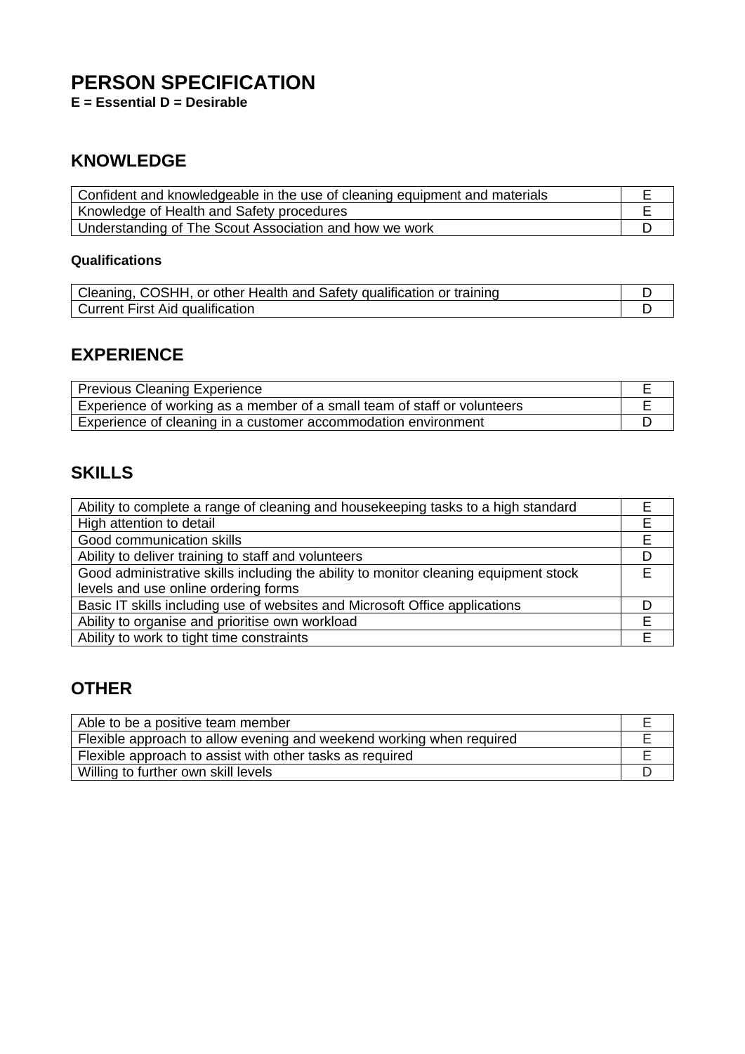# PERSON SPECIFICATION

**E = Essential D = Desirable**

## KNOWLEDGE

| | |
|---|---|
| Confident and knowledgeable in the use of cleaning equipment and materials | E |
| Knowledge of Health and Safety procedures | E |
| Understanding of The Scout Association and how we work | D |

**Qualifications**

| | |
|---|---|
| Cleaning, COSHH, or other Health and Safety qualification or training | D |
| Current First Aid qualification | D |

## EXPERIENCE

| | |
|---|---|
| Previous Cleaning Experience | E |
| Experience of working as a member of a small team of staff or volunteers | E |
| Experience of cleaning in a customer accommodation environment | D |

## SKILLS

| | |
|---|---|
| Ability to complete a range of cleaning and housekeeping tasks to a high standard | E |
| High attention to detail | E |
| Good communication skills | E |
| Ability to deliver training to staff and volunteers | D |
| Good administrative skills including the ability to monitor cleaning equipment stock levels and use online ordering forms | E |
| Basic IT skills including use of websites and Microsoft Office applications | D |
| Ability to organise and prioritise own workload | E |
| Ability to work to tight time constraints | E |

## OTHER

| | |
|---|---|
| Able to be a positive team member | E |
| Flexible approach to allow evening and weekend working when required | E |
| Flexible approach to assist with other tasks as required | E |
| Willing to further own skill levels | D |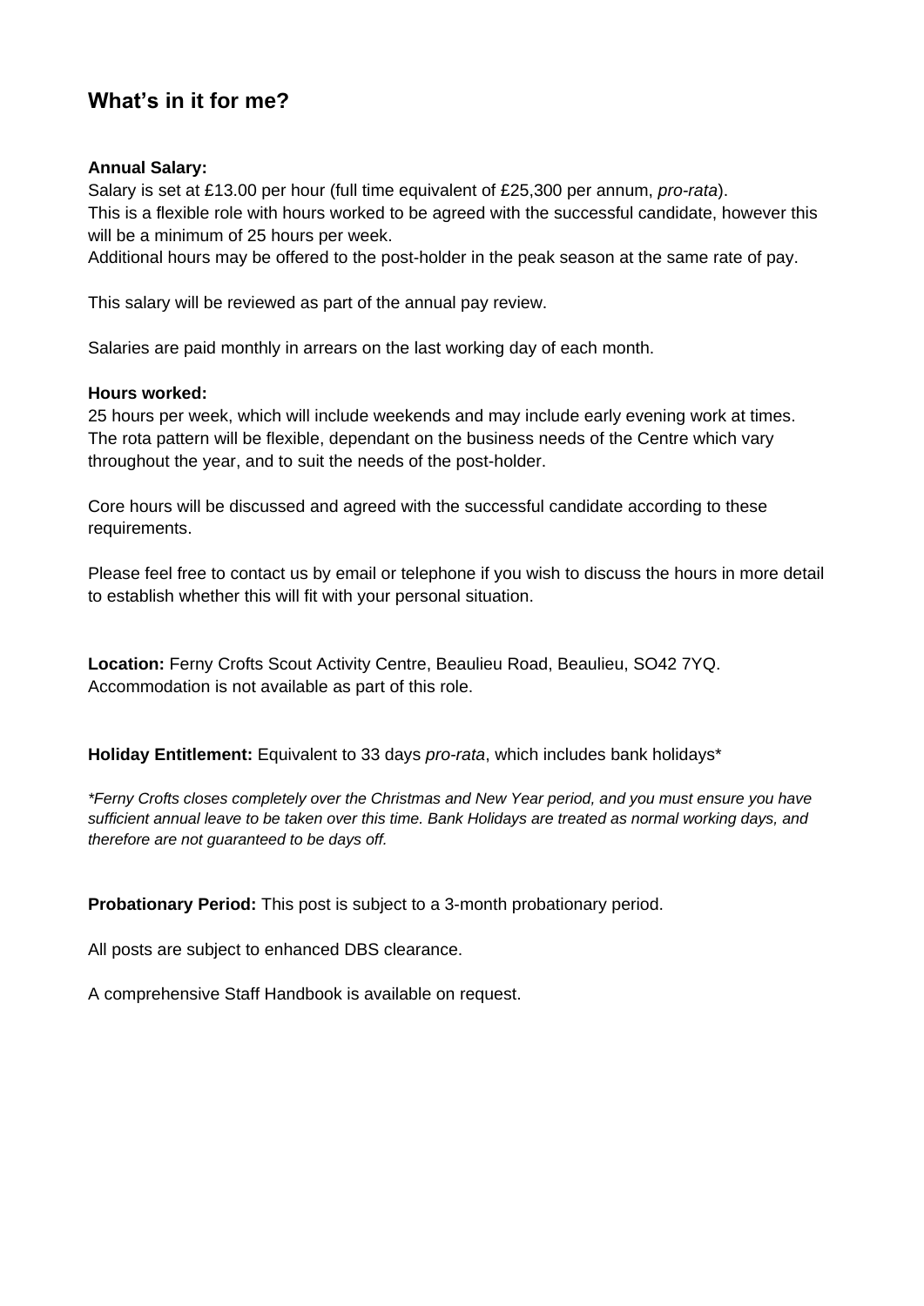## What's in it for me?

**Annual Salary:**
Salary is set at £13.00 per hour (full time equivalent of £25,300 per annum, *pro-rata*).
This is a flexible role with hours worked to be agreed with the successful candidate, however this will be a minimum of 25 hours per week.
Additional hours may be offered to the post-holder in the peak season at the same rate of pay.

This salary will be reviewed as part of the annual pay review.

Salaries are paid monthly in arrears on the last working day of each month.

**Hours worked:**
25 hours per week, which will include weekends and may include early evening work at times. The rota pattern will be flexible, dependant on the business needs of the Centre which vary throughout the year, and to suit the needs of the post-holder.

Core hours will be discussed and agreed with the successful candidate according to these requirements.

Please feel free to contact us by email or telephone if you wish to discuss the hours in more detail to establish whether this will fit with your personal situation.

**Location:** Ferny Crofts Scout Activity Centre, Beaulieu Road, Beaulieu, SO42 7YQ.
Accommodation is not available as part of this role.

**Holiday Entitlement:** Equivalent to 33 days *pro-rata*, which includes bank holidays*

*\*Ferny Crofts closes completely over the Christmas and New Year period, and you must ensure you have sufficient annual leave to be taken over this time. Bank Holidays are treated as normal working days, and therefore are not guaranteed to be days off.*

**Probationary Period:** This post is subject to a 3-month probationary period.

All posts are subject to enhanced DBS clearance.

A comprehensive Staff Handbook is available on request.